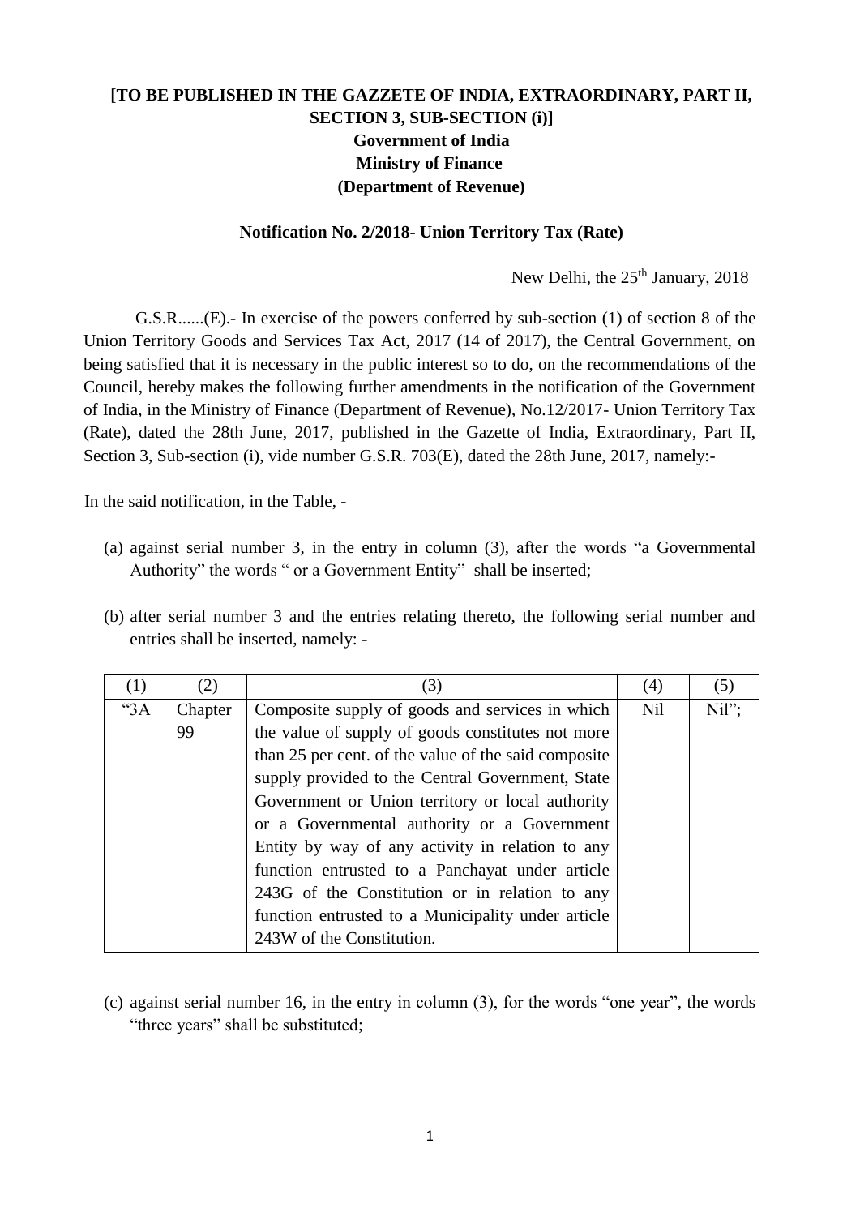**[TO BE PUBLISHED IN THE GAZZETE OF INDIA, EXTRAORDINARY, PART II, SECTION 3, SUB-SECTION (i)]**

**Government of India**

**Ministry of Finance**

**(Department of Revenue)**

**Notification No. 2/2018- Union Territory Tax (Rate)**

New Delhi, the 25th January, 2018

G.S.R......(E).- In exercise of the powers conferred by sub-section (1) of section 8 of the Union Territory Goods and Services Tax Act, 2017 (14 of 2017), the Central Government, on being satisfied that it is necessary in the public interest so to do, on the recommendations of the Council, hereby makes the following further amendments in the notification of the Government of India, in the Ministry of Finance (Department of Revenue), No.12/2017- Union Territory Tax (Rate), dated the 28th June, 2017, published in the Gazette of India, Extraordinary, Part II, Section 3, Sub-section (i), vide number G.S.R. 703(E), dated the 28th June, 2017, namely:-

In the said notification, in the Table, -

(a) against serial number 3, in the entry in column (3), after the words "a Governmental Authority" the words " or a Government Entity" shall be inserted;

(b) after serial number 3 and the entries relating thereto, the following serial number and entries shall be inserted, namely: -

| (1) | (2) | (3) | (4) | (5) |
|---|---|---|---|---|
| "3A | Chapter 99 | Composite supply of goods and services in which the value of supply of goods constitutes not more than 25 per cent. of the value of the said composite supply provided to the Central Government, State Government or Union territory or local authority or a Governmental authority or a Government Entity by way of any activity in relation to any function entrusted to a Panchayat under article 243G of the Constitution or in relation to any function entrusted to a Municipality under article 243W of the Constitution. | Nil | Nil"; |

(c) against serial number 16, in the entry in column (3), for the words "one year", the words "three years" shall be substituted;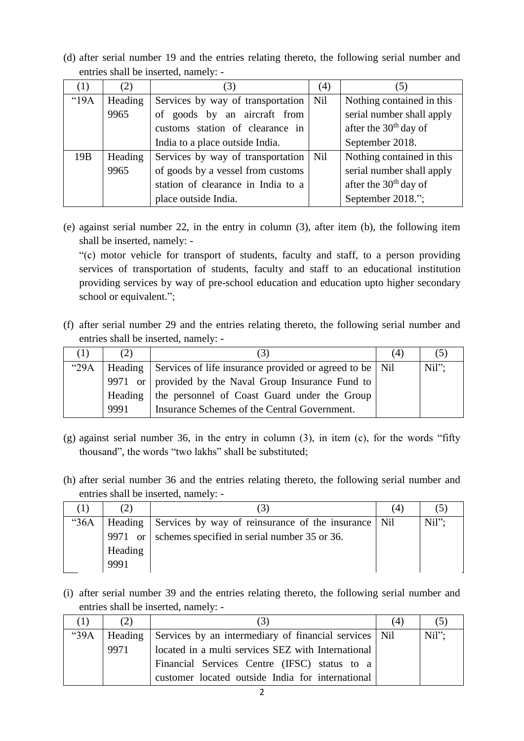(d) after serial number 19 and the entries relating thereto, the following serial number and entries shall be inserted, namely: -

| (1) | (2) | (3) | (4) | (5) |
|---|---|---|---|---|
| "19A | Heading 9965 | Services by way of transportation of goods by an aircraft from customs station of clearance in India to a place outside India. | Nil | Nothing contained in this serial number shall apply after the 30th day of September 2018. |
| 19B | Heading 9965 | Services by way of transportation of goods by a vessel from customs station of clearance in India to a place outside India. | Nil | Nothing contained in this serial number shall apply after the 30th day of September 2018."; |

(e) against serial number 22, in the entry in column (3), after item (b), the following item shall be inserted, namely: -

"(c) motor vehicle for transport of students, faculty and staff, to a person providing services of transportation of students, faculty and staff to an educational institution providing services by way of pre-school education and education upto higher secondary school or equivalent.";

(f) after serial number 29 and the entries relating thereto, the following serial number and entries shall be inserted, namely: -

| (1) | (2) | (3) | (4) | (5) |
|---|---|---|---|---|
| "29A | Heading 9971 or Heading 9991 | Services of life insurance provided or agreed to be provided by the Naval Group Insurance Fund to the personnel of Coast Guard under the Group Insurance Schemes of the Central Government. | Nil | Nil"; |

(g) against serial number 36, in the entry in column (3), in item (c), for the words "fifty thousand", the words "two lakhs" shall be substituted;

(h) after serial number 36 and the entries relating thereto, the following serial number and entries shall be inserted, namely: -

| (1) | (2) | (3) | (4) | (5) |
|---|---|---|---|---|
| "36A | Heading 9971 or Heading 9991 | Services by way of reinsurance of the insurance schemes specified in serial number 35 or 36. | Nil | Nil"; |

(i) after serial number 39 and the entries relating thereto, the following serial number and entries shall be inserted, namely: -

| (1) | (2) | (3) | (4) | (5) |
|---|---|---|---|---|
| "39A | Heading 9971 | Services by an intermediary of financial services located in a multi services SEZ with International Financial Services Centre (IFSC) status to a customer located outside India for international | Nil | Nil"; |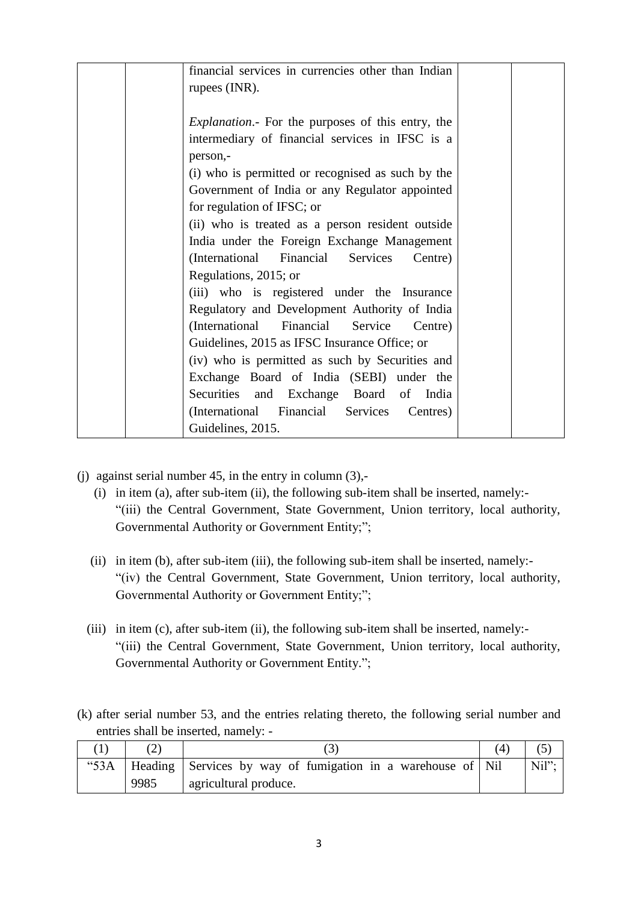| | | financial services in currencies other than Indian rupees (INR).<br><br>*Explanation*.- For the purposes of this entry, the intermediary of financial services in IFSC is a person,-<br>(i) who is permitted or recognised as such by the Government of India or any Regulator appointed for regulation of IFSC; or<br>(ii) who is treated as a person resident outside India under the Foreign Exchange Management (International Financial Services Centre) Regulations, 2015; or<br>(iii) who is registered under the Insurance Regulatory and Development Authority of India (International Financial Service Centre) Guidelines, 2015 as IFSC Insurance Office; or<br>(iv) who is permitted as such by Securities and Exchange Board of India (SEBI) under the Securities and Exchange Board of India (International Financial Services Centres) Guidelines, 2015. | | |
|---|---|---|---|---|

(j) against serial number 45, in the entry in column (3),-

(i) in item (a), after sub-item (ii), the following sub-item shall be inserted, namely:-
"(iii) the Central Government, State Government, Union territory, local authority, Governmental Authority or Government Entity;";

(ii) in item (b), after sub-item (iii), the following sub-item shall be inserted, namely:-
"(iv) the Central Government, State Government, Union territory, local authority, Governmental Authority or Government Entity;";

(iii) in item (c), after sub-item (ii), the following sub-item shall be inserted, namely:-
"(iii) the Central Government, State Government, Union territory, local authority, Governmental Authority or Government Entity.";

(k) after serial number 53, and the entries relating thereto, the following serial number and entries shall be inserted, namely: -

| (1) | (2) | (3) | (4) | (5) |
|---|---|---|---|---|
| "53A | Heading 9985 | Services by way of fumigation in a warehouse of agricultural produce. | Nil | Nil"; |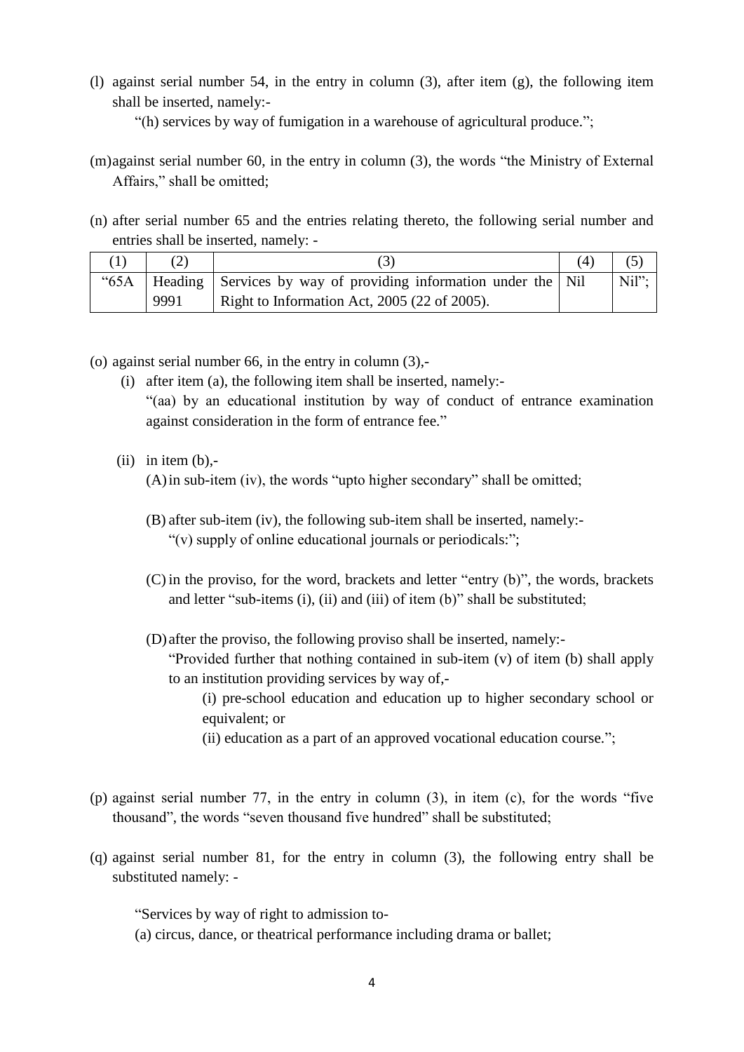(l) against serial number 54, in the entry in column (3), after item (g), the following item shall be inserted, namely:-

"(h) services by way of fumigation in a warehouse of agricultural produce.";

(m) against serial number 60, in the entry in column (3), the words "the Ministry of External Affairs," shall be omitted;

(n) after serial number 65 and the entries relating thereto, the following serial number and entries shall be inserted, namely: -

| (1) | (2) | (3) | (4) | (5) |
|---|---|---|---|---|
| "65A | Heading 9991 | Services by way of providing information under the Right to Information Act, 2005 (22 of 2005). | Nil | Nil"; |

(o) against serial number 66, in the entry in column (3),-

(i) after item (a), the following item shall be inserted, namely:-

"(aa) by an educational institution by way of conduct of entrance examination against consideration in the form of entrance fee."

(ii) in item (b),-

(A) in sub-item (iv), the words "upto higher secondary" shall be omitted;

(B) after sub-item (iv), the following sub-item shall be inserted, namely:-

"(v) supply of online educational journals or periodicals:";

(C) in the proviso, for the word, brackets and letter "entry (b)", the words, brackets and letter "sub-items (i), (ii) and (iii) of item (b)" shall be substituted;

(D) after the proviso, the following proviso shall be inserted, namely:-

"Provided further that nothing contained in sub-item (v) of item (b) shall apply to an institution providing services by way of,-

(i) pre-school education and education up to higher secondary school or equivalent; or

(ii) education as a part of an approved vocational education course.";

(p) against serial number 77, in the entry in column (3), in item (c), for the words "five thousand", the words "seven thousand five hundred" shall be substituted;

(q) against serial number 81, for the entry in column (3), the following entry shall be substituted namely: -

"Services by way of right to admission to-

(a) circus, dance, or theatrical performance including drama or ballet;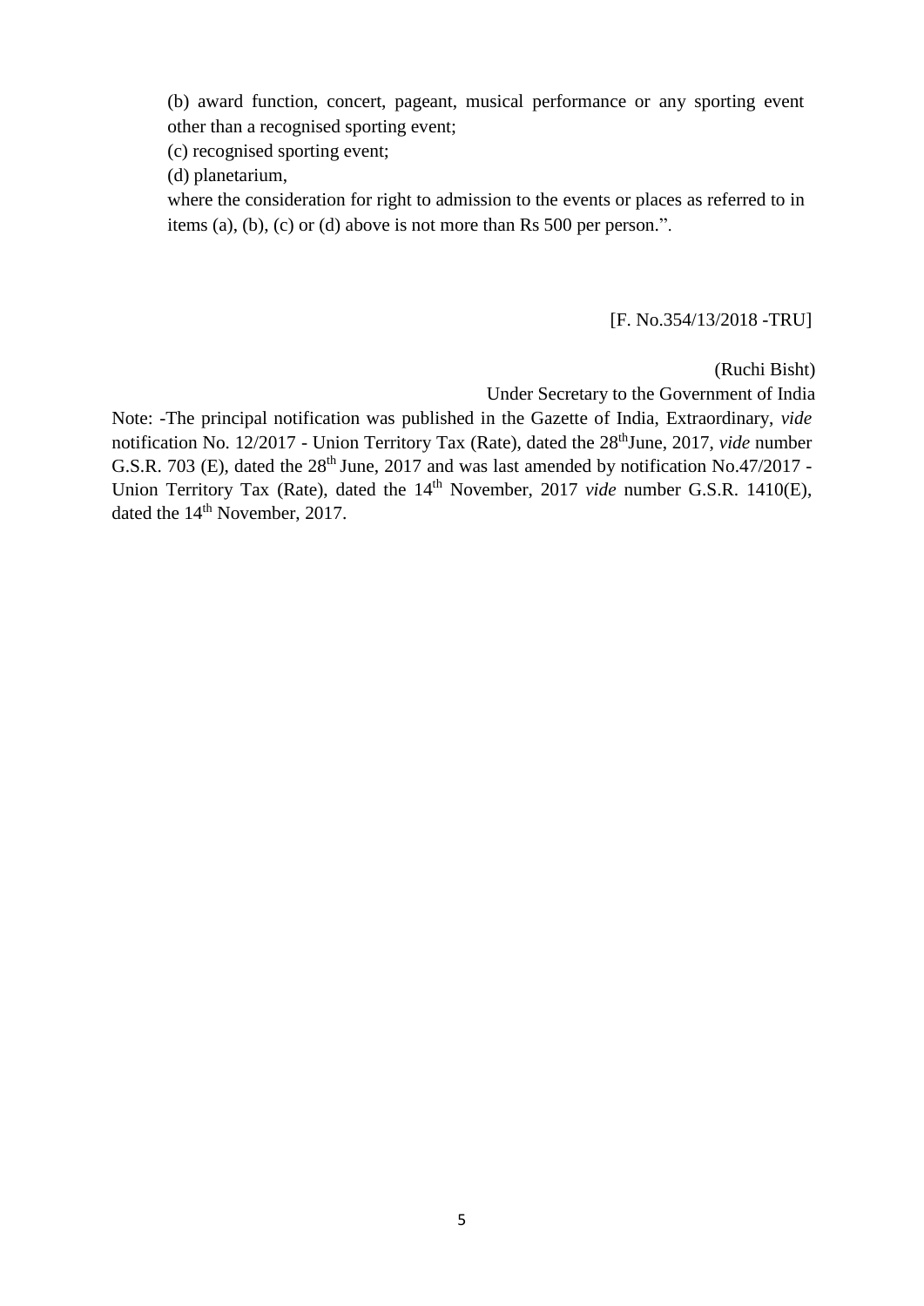(b) award function, concert, pageant, musical performance or any sporting event other than a recognised sporting event;

(c) recognised sporting event;

(d) planetarium,

where the consideration for right to admission to the events or places as referred to in items (a), (b), (c) or (d) above is not more than Rs 500 per person.".

[F. No.354/13/2018 -TRU]

(Ruchi Bisht)

Under Secretary to the Government of India

Note: -The principal notification was published in the Gazette of India, Extraordinary, *vide* notification No. 12/2017 - Union Territory Tax (Rate), dated the 28th June, 2017, *vide* number G.S.R. 703 (E), dated the 28th June, 2017 and was last amended by notification No.47/2017 - Union Territory Tax (Rate), dated the 14th November, 2017 *vide* number G.S.R. 1410(E), dated the 14th November, 2017.